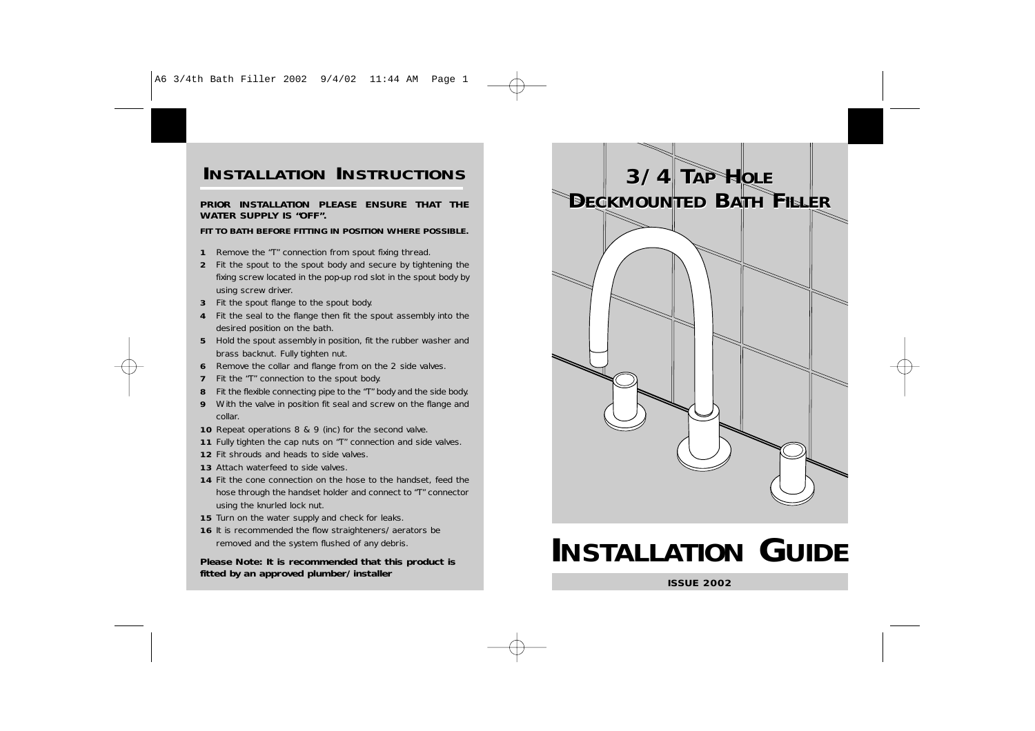## INSTALLATION INSTRUCTIONS

**PRIOR INSTALLATION PLEASE ENSURE THAT THE WATER SUPPLY IS "OFF".**

**FIT TO BATH BEFORE FITTING IN POSITION WHERE POSSIBLE.**

1. Remove the "T" connection from spout fixing thread.
2. Fit the spout to the spout body and secure by tightening the fixing screw located in the pop-up rod slot in the spout body by using screw driver.
3. Fit the spout flange to the spout body.
4. Fit the seal to the flange then fit the spout assembly into the desired position on the bath.
5. Hold the spout assembly in position, fit the rubber washer and brass backnut. Fully tighten nut.
6. Remove the collar and flange from on the 2 side valves.
7. Fit the "T" connection to the spout body.
8. Fit the flexible connecting pipe to the "T" body and the side body.
9. With the valve in position fit seal and screw on the flange and collar.
10. Repeat operations 8 & 9 (inc) for the second valve.
11. Fully tighten the cap nuts on "T" connection and side valves.
12. Fit shrouds and heads to side valves.
13. Attach waterfeed to side valves.
14. Fit the cone connection on the hose to the handset, feed the hose through the handset holder and connect to "T" connector using the knurled lock nut.
15. Turn on the water supply and check for leaks.
16. It is recommended the flow straighteners/aerators be removed and the system flushed of any debris.

**Please Note: It is recommended that this product is fitted by an approved plumber/installer**

# 3/4 TAP HOLE DECKMOUNTED BATH FILLER

# INSTALLATION GUIDE

**ISSUE 2002**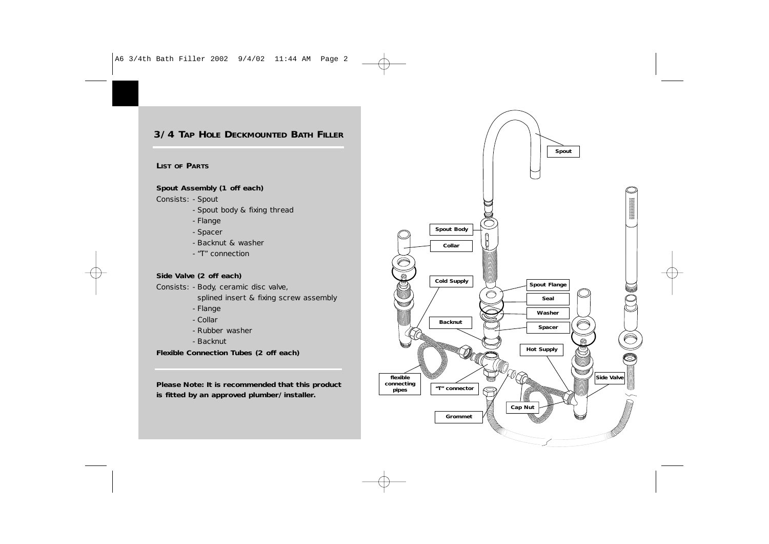## 3/4 TAP HOLE DECKMOUNTED BATH FILLER

**LIST OF PARTS**

**Spout Assembly (1 off each)**

Consists: - Spout
- Spout body & fixing thread
- Flange
- Spacer
- Backnut & washer
- "T" connection

**Side Valve (2 off each)**

Consists: - Body, ceramic disc valve, splined insert & fixing screw assembly
- Flange
- Collar
- Rubber washer
- Backnut

**Flexible Connection Tubes (2 off each)**

**Please Note: It is recommended that this product is fitted by an approved plumber/installer.**

Spout

Spout Body

Collar

Cold Supply

Spout Flange

Seal

Washer

Spacer

Backnut

Hot Supply

Side Valve

flexible connecting pipes

"T" connector

Cap Nut

Grommet